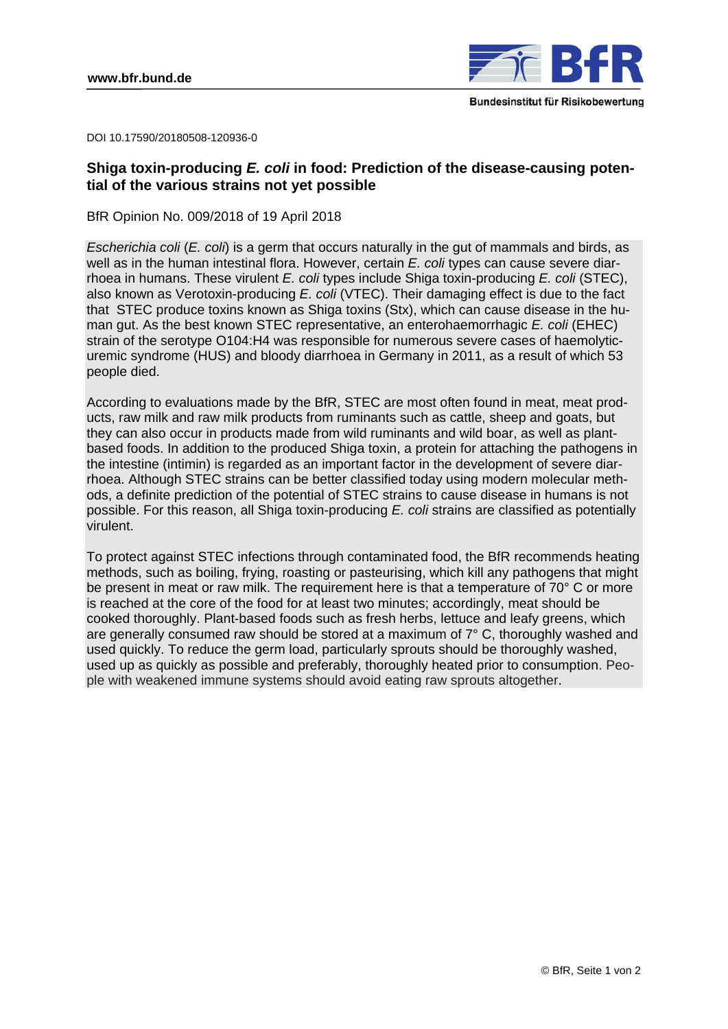DOI 10.17590/20180508-120936-0

# Shiga toxin-producing *E. coli* in food: Prediction of the disease-causing potential of the various strains not yet possible

BfR Opinion No. 009/2018 of 19 April 2018

*Escherichia coli* (*E. coli*) is a germ that occurs naturally in the gut of mammals and birds, as well as in the human intestinal flora. However, certain *E. coli* types can cause severe diarrhoea in humans. These virulent *E. coli* types include Shiga toxin-producing *E. coli* (STEC), also known as Verotoxin-producing *E. coli* (VTEC). Their damaging effect is due to the fact that STEC produce toxins known as Shiga toxins (Stx), which can cause disease in the human gut. As the best known STEC representative, an enterohaemorrhagic *E. coli* (EHEC) strain of the serotype O104:H4 was responsible for numerous severe cases of haemolytic-uremic syndrome (HUS) and bloody diarrhoea in Germany in 2011, as a result of which 53 people died.

According to evaluations made by the BfR, STEC are most often found in meat, meat products, raw milk and raw milk products from ruminants such as cattle, sheep and goats, but they can also occur in products made from wild ruminants and wild boar, as well as plant-based foods. In addition to the produced Shiga toxin, a protein for attaching the pathogens in the intestine (intimin) is regarded as an important factor in the development of severe diarrhoea. Although STEC strains can be better classified today using modern molecular methods, a definite prediction of the potential of STEC strains to cause disease in humans is not possible. For this reason, all Shiga toxin-producing *E. coli* strains are classified as potentially virulent.

To protect against STEC infections through contaminated food, the BfR recommends heating methods, such as boiling, frying, roasting or pasteurising, which kill any pathogens that might be present in meat or raw milk. The requirement here is that a temperature of 70° C or more is reached at the core of the food for at least two minutes; accordingly, meat should be cooked thoroughly. Plant-based foods such as fresh herbs, lettuce and leafy greens, which are generally consumed raw should be stored at a maximum of 7° C, thoroughly washed and used quickly. To reduce the germ load, particularly sprouts should be thoroughly washed, used up as quickly as possible and preferably, thoroughly heated prior to consumption. People with weakened immune systems should avoid eating raw sprouts altogether.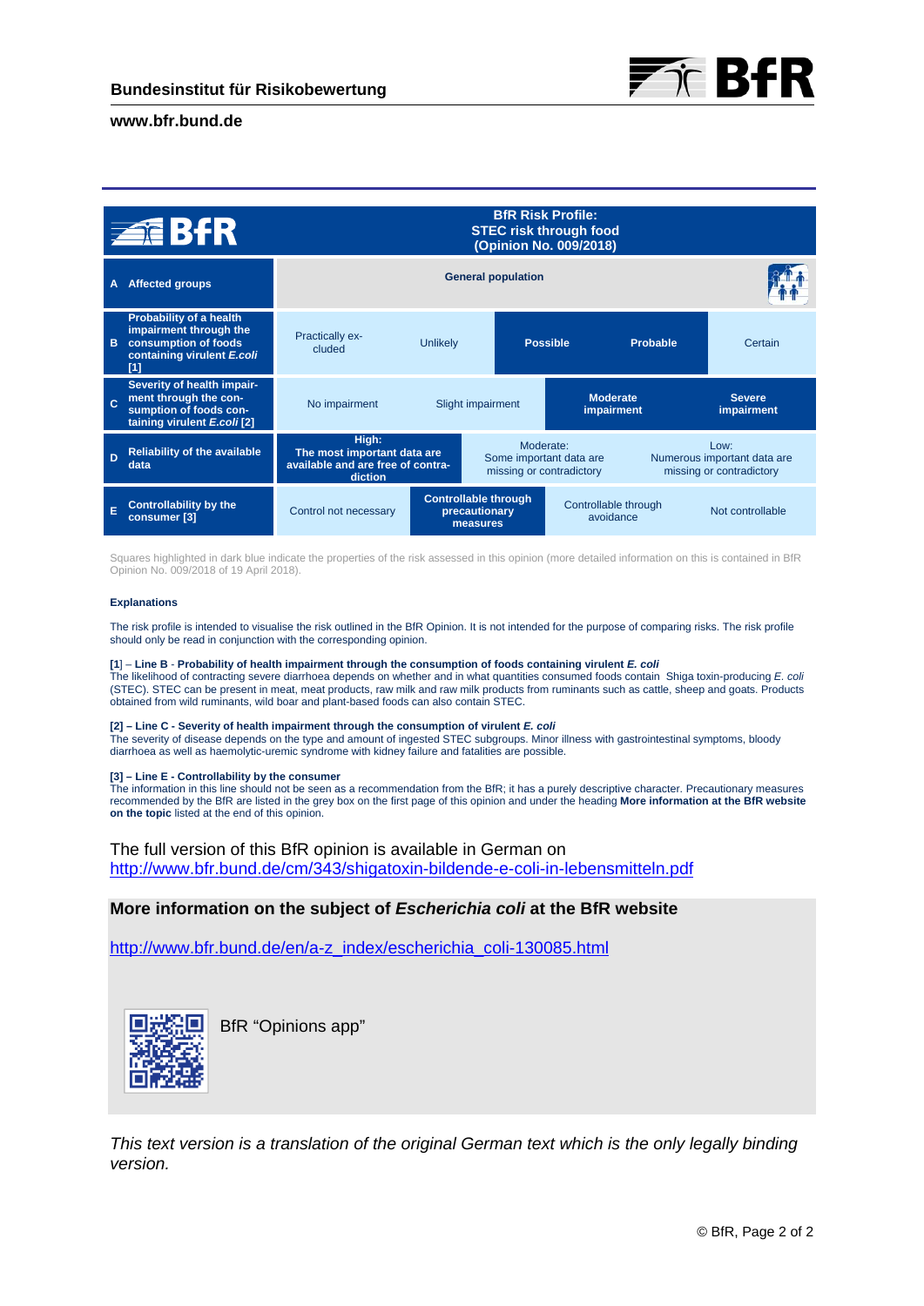| BfR | BfR Risk Profile: STEC risk through food (Opinion No. 009/2018) | | | | |
|---|---|---|---|---|---|
| **A** Affected groups | **General population** | | | | |
| **B** Probability of a health impairment through the consumption of foods containing virulent *E.coli* [1] | Practically excluded | Unlikely | **Possible** | **Probable** | Certain |
| **C** Severity of health impairment through the consumption of foods containing virulent *E.coli* [2] | No impairment | Slight impairment | **Moderate impairment** | **Severe impairment** | |
| **D** Reliability of the available data | **High: The most important data are available and are free of contradiction** | Moderate: Some important data are missing or contradictory | Low: Numerous important data are missing or contradictory | | |
| **E** Controllability by the consumer [3] | Control not necessary | **Controllable through precautionary measures** | Controllable through avoidance | Not controllable | |

Squares highlighted in dark blue indicate the properties of the risk assessed in this opinion (more detailed information on this is contained in BfR Opinion No. 009/2018 of 19 April 2018).

**Explanations**

The risk profile is intended to visualise the risk outlined in the BfR Opinion. It is not intended for the purpose of comparing risks. The risk profile should only be read in conjunction with the corresponding opinion.

**[1] – Line B - Probability of health impairment through the consumption of foods containing virulent *E. coli***
The likelihood of contracting severe diarrhoea depends on whether and in what quantities consumed foods contain Shiga toxin-producing *E. coli* (STEC). STEC can be present in meat, meat products, raw milk and raw milk products from ruminants such as cattle, sheep and goats. Products obtained from wild ruminants, wild boar and plant-based foods can also contain STEC.

**[2] – Line C - Severity of health impairment through the consumption of virulent *E. coli***
The severity of disease depends on the type and amount of ingested STEC subgroups. Minor illness with gastrointestinal symptoms, bloody diarrhoea as well as haemolytic-uremic syndrome with kidney failure and fatalities are possible.

**[3] – Line E - Controllability by the consumer**
The information in this line should not be seen as a recommendation from the BfR; it has a purely descriptive character. Precautionary measures recommended by the BfR are listed in the grey box on the first page of this opinion and under the heading **More information at the BfR website on the topic** listed at the end of this opinion.

The full version of this BfR opinion is available in German on
http://www.bfr.bund.de/cm/343/shigatoxin-bildende-e-coli-in-lebensmitteln.pdf

## More information on the subject of *Escherichia coli* at the BfR website

http://www.bfr.bund.de/en/a-z_index/escherichia_coli-130085.html

BfR “Opinions app”

*This text version is a translation of the original German text which is the only legally binding version.*